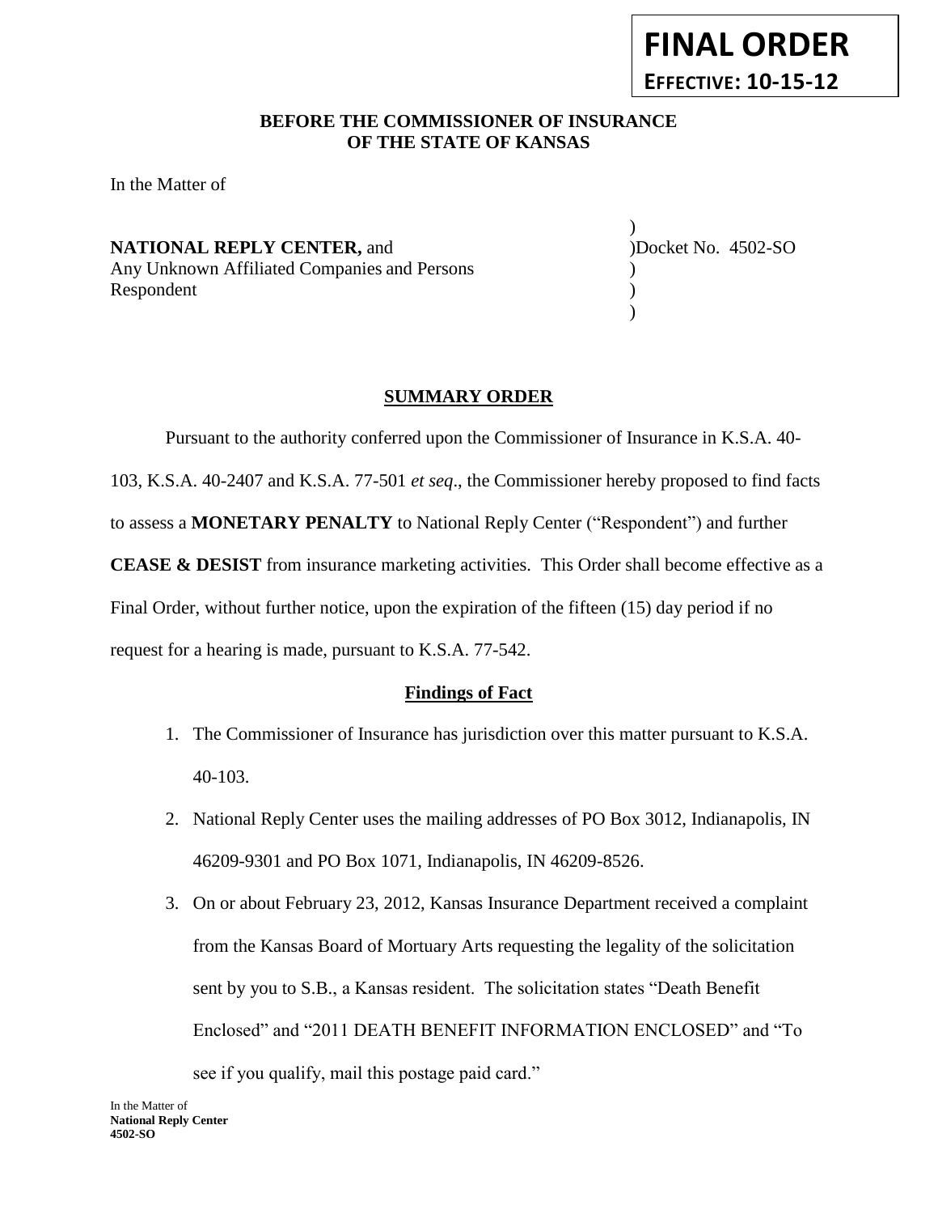**FINAL ORDER**
**EFFECTIVE: 10-15-12**

**BEFORE THE COMMISSIONER OF INSURANCE**
**OF THE STATE OF KANSAS**

In the Matter of

**NATIONAL REPLY CENTER,** and
Any Unknown Affiliated Companies and Persons
Respondent

) Docket No. 4502-SO

## SUMMARY ORDER

Pursuant to the authority conferred upon the Commissioner of Insurance in K.S.A. 40-103, K.S.A. 40-2407 and K.S.A. 77-501 *et seq*., the Commissioner hereby proposed to find facts to assess a **MONETARY PENALTY** to National Reply Center ("Respondent") and further **CEASE & DESIST** from insurance marketing activities. This Order shall become effective as a Final Order, without further notice, upon the expiration of the fifteen (15) day period if no request for a hearing is made, pursuant to K.S.A. 77-542.

### Findings of Fact

1. The Commissioner of Insurance has jurisdiction over this matter pursuant to K.S.A. 40-103.
2. National Reply Center uses the mailing addresses of PO Box 3012, Indianapolis, IN 46209-9301 and PO Box 1071, Indianapolis, IN 46209-8526.
3. On or about February 23, 2012, Kansas Insurance Department received a complaint from the Kansas Board of Mortuary Arts requesting the legality of the solicitation sent by you to S.B., a Kansas resident. The solicitation states "Death Benefit Enclosed" and "2011 DEATH BENEFIT INFORMATION ENCLOSED" and "To see if you qualify, mail this postage paid card."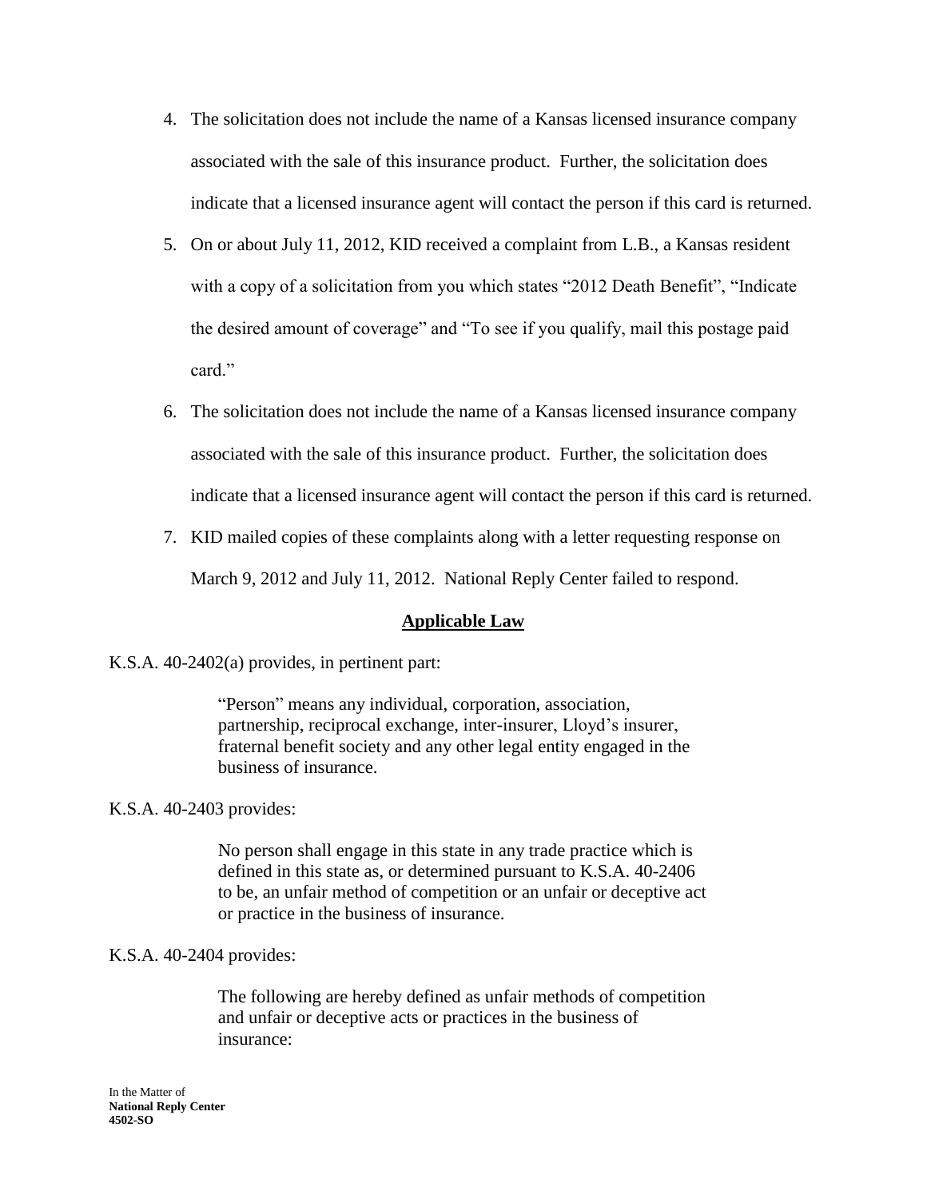4. The solicitation does not include the name of a Kansas licensed insurance company associated with the sale of this insurance product. Further, the solicitation does indicate that a licensed insurance agent will contact the person if this card is returned.

5. On or about July 11, 2012, KID received a complaint from L.B., a Kansas resident with a copy of a solicitation from you which states "2012 Death Benefit", "Indicate the desired amount of coverage" and "To see if you qualify, mail this postage paid card."

6. The solicitation does not include the name of a Kansas licensed insurance company associated with the sale of this insurance product. Further, the solicitation does indicate that a licensed insurance agent will contact the person if this card is returned.

7. KID mailed copies of these complaints along with a letter requesting response on March 9, 2012 and July 11, 2012. National Reply Center failed to respond.

## **Applicable Law**

K.S.A. 40-2402(a) provides, in pertinent part:

> "Person" means any individual, corporation, association, partnership, reciprocal exchange, inter-insurer, Lloyd's insurer, fraternal benefit society and any other legal entity engaged in the business of insurance.

K.S.A. 40-2403 provides:

> No person shall engage in this state in any trade practice which is defined in this state as, or determined pursuant to K.S.A. 40-2406 to be, an unfair method of competition or an unfair or deceptive act or practice in the business of insurance.

K.S.A. 40-2404 provides:

> The following are hereby defined as unfair methods of competition and unfair or deceptive acts or practices in the business of insurance:

In the Matter of
**National Reply Center**
**4502-SO**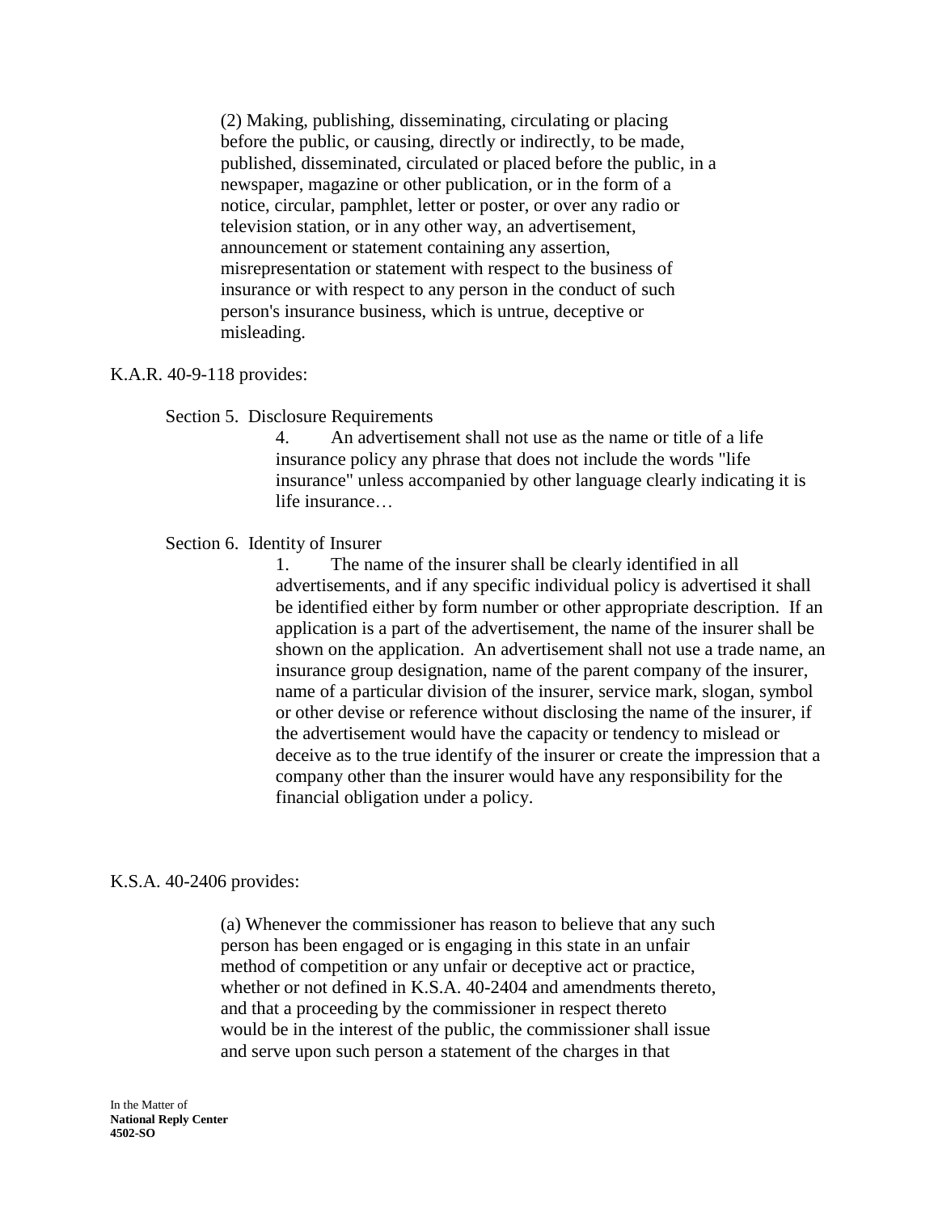> (2) Making, publishing, disseminating, circulating or placing before the public, or causing, directly or indirectly, to be made, published, disseminated, circulated or placed before the public, in a newspaper, magazine or other publication, or in the form of a notice, circular, pamphlet, letter or poster, or over any radio or television station, or in any other way, an advertisement, announcement or statement containing any assertion, misrepresentation or statement with respect to the business of insurance or with respect to any person in the conduct of such person's insurance business, which is untrue, deceptive or misleading.

K.A.R. 40-9-118 provides:

> Section 5. Disclosure Requirements
>
> > 4. An advertisement shall not use as the name or title of a life insurance policy any phrase that does not include the words "life insurance" unless accompanied by other language clearly indicating it is life insurance…
>
> Section 6. Identity of Insurer
>
> > 1. The name of the insurer shall be clearly identified in all advertisements, and if any specific individual policy is advertised it shall be identified either by form number or other appropriate description. If an application is a part of the advertisement, the name of the insurer shall be shown on the application. An advertisement shall not use a trade name, an insurance group designation, name of the parent company of the insurer, name of a particular division of the insurer, service mark, slogan, symbol or other devise or reference without disclosing the name of the insurer, if the advertisement would have the capacity or tendency to mislead or deceive as to the true identify of the insurer or create the impression that a company other than the insurer would have any responsibility for the financial obligation under a policy.

K.S.A. 40-2406 provides:

> (a) Whenever the commissioner has reason to believe that any such person has been engaged or is engaging in this state in an unfair method of competition or any unfair or deceptive act or practice, whether or not defined in K.S.A. 40-2404 and amendments thereto, and that a proceeding by the commissioner in respect thereto would be in the interest of the public, the commissioner shall issue and serve upon such person a statement of the charges in that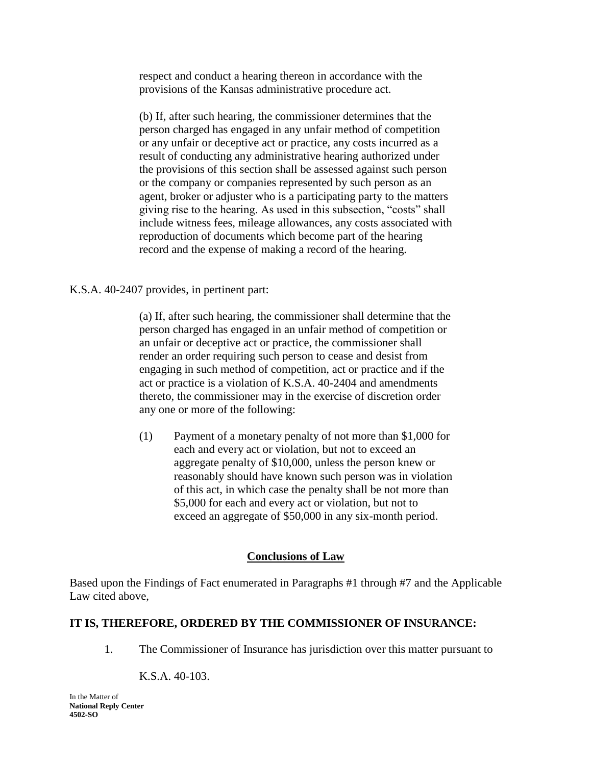respect and conduct a hearing thereon in accordance with the provisions of the Kansas administrative procedure act.

> (b) If, after such hearing, the commissioner determines that the person charged has engaged in any unfair method of competition or any unfair or deceptive act or practice, any costs incurred as a result of conducting any administrative hearing authorized under the provisions of this section shall be assessed against such person or the company or companies represented by such person as an agent, broker or adjuster who is a participating party to the matters giving rise to the hearing. As used in this subsection, "costs" shall include witness fees, mileage allowances, any costs associated with reproduction of documents which become part of the hearing record and the expense of making a record of the hearing.

K.S.A. 40-2407 provides, in pertinent part:

> (a) If, after such hearing, the commissioner shall determine that the person charged has engaged in an unfair method of competition or an unfair or deceptive act or practice, the commissioner shall render an order requiring such person to cease and desist from engaging in such method of competition, act or practice and if the act or practice is a violation of K.S.A. 40-2404 and amendments thereto, the commissioner may in the exercise of discretion order any one or more of the following:
>
> (1) Payment of a monetary penalty of not more than $1,000 for each and every act or violation, but not to exceed an aggregate penalty of $10,000, unless the person knew or reasonably should have known such person was in violation of this act, in which case the penalty shall be not more than $5,000 for each and every act or violation, but not to exceed an aggregate of $50,000 in any six-month period.

## Conclusions of Law

Based upon the Findings of Fact enumerated in Paragraphs #1 through #7 and the Applicable Law cited above,

**IT IS, THEREFORE, ORDERED BY THE COMMISSIONER OF INSURANCE:**

1. The Commissioner of Insurance has jurisdiction over this matter pursuant to K.S.A. 40-103.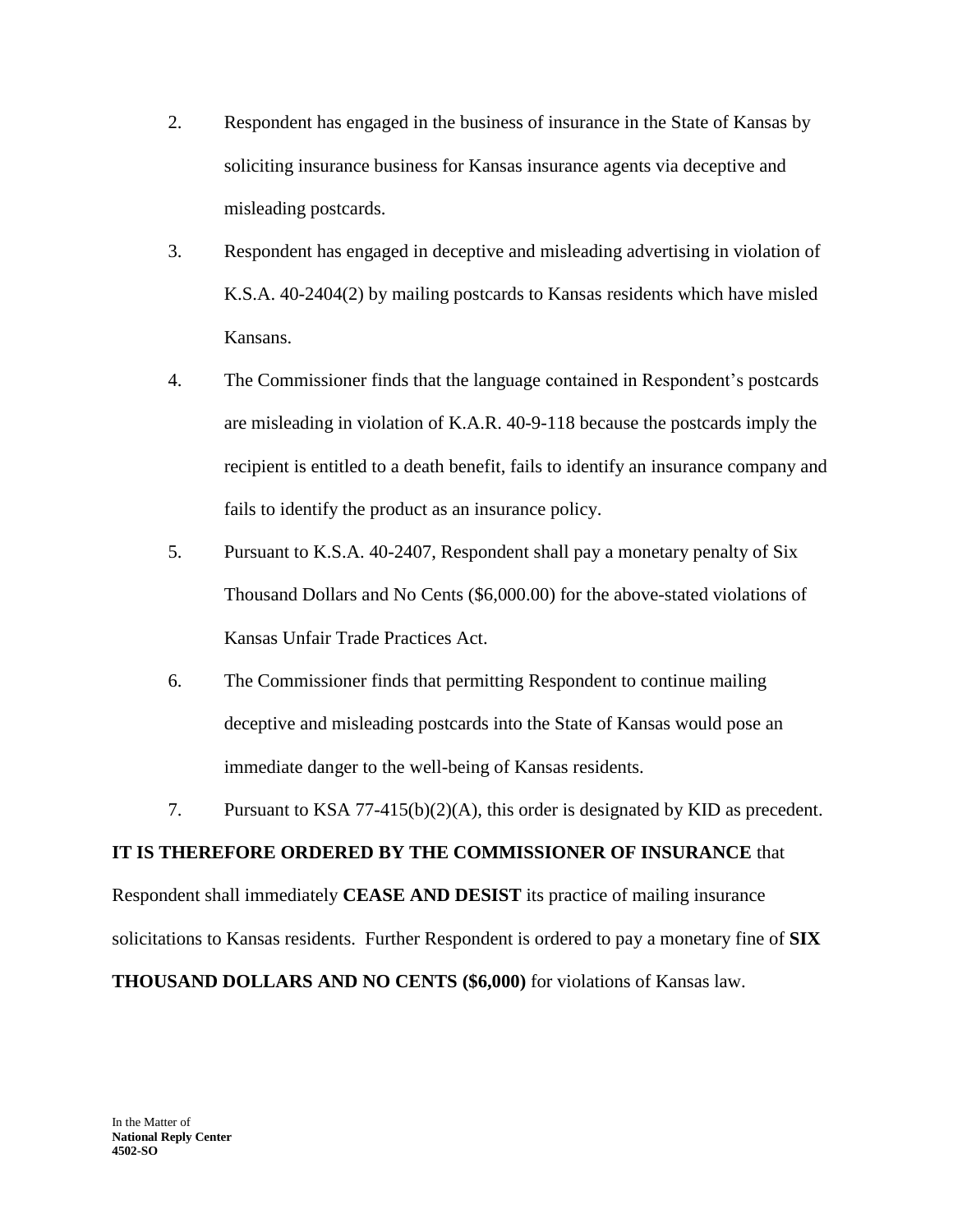2. Respondent has engaged in the business of insurance in the State of Kansas by soliciting insurance business for Kansas insurance agents via deceptive and misleading postcards.

3. Respondent has engaged in deceptive and misleading advertising in violation of K.S.A. 40-2404(2) by mailing postcards to Kansas residents which have misled Kansans.

4. The Commissioner finds that the language contained in Respondent's postcards are misleading in violation of K.A.R. 40-9-118 because the postcards imply the recipient is entitled to a death benefit, fails to identify an insurance company and fails to identify the product as an insurance policy.

5. Pursuant to K.S.A. 40-2407, Respondent shall pay a monetary penalty of Six Thousand Dollars and No Cents ($6,000.00) for the above-stated violations of Kansas Unfair Trade Practices Act.

6. The Commissioner finds that permitting Respondent to continue mailing deceptive and misleading postcards into the State of Kansas would pose an immediate danger to the well-being of Kansas residents.

7. Pursuant to KSA 77-415(b)(2)(A), this order is designated by KID as precedent.

**IT IS THEREFORE ORDERED BY THE COMMISSIONER OF INSURANCE** that Respondent shall immediately **CEASE AND DESIST** its practice of mailing insurance solicitations to Kansas residents. Further Respondent is ordered to pay a monetary fine of **SIX THOUSAND DOLLARS AND NO CENTS ($6,000)** for violations of Kansas law.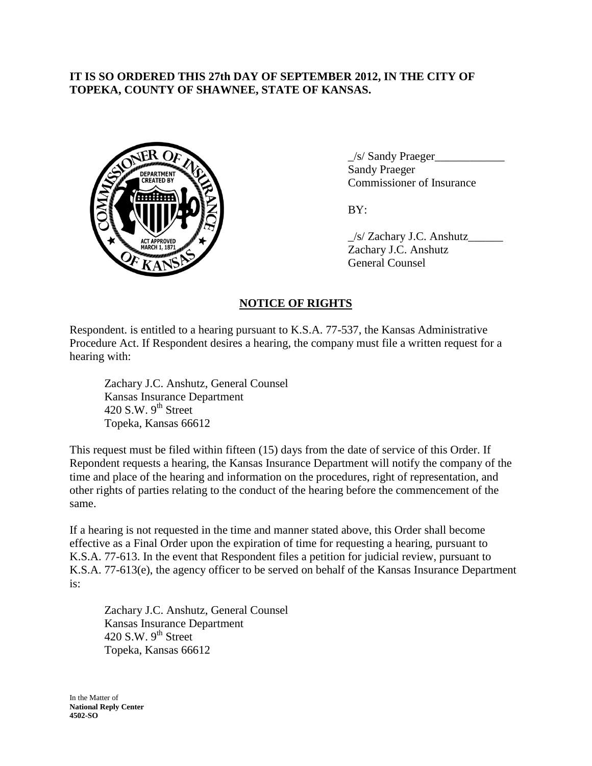**IT IS SO ORDERED THIS 27th DAY OF SEPTEMBER 2012, IN THE CITY OF TOPEKA, COUNTY OF SHAWNEE, STATE OF KANSAS.**

_/s/ Sandy Praeger____________
Sandy Praeger
Commissioner of Insurance

BY:

_/s/ Zachary J.C. Anshutz______
Zachary J.C. Anshutz
General Counsel

## NOTICE OF RIGHTS

Respondent. is entitled to a hearing pursuant to K.S.A. 77-537, the Kansas Administrative Procedure Act. If Respondent desires a hearing, the company must file a written request for a hearing with:

> Zachary J.C. Anshutz, General Counsel
> Kansas Insurance Department
> 420 S.W. 9th Street
> Topeka, Kansas 66612

This request must be filed within fifteen (15) days from the date of service of this Order. If Repondent requests a hearing, the Kansas Insurance Department will notify the company of the time and place of the hearing and information on the procedures, right of representation, and other rights of parties relating to the conduct of the hearing before the commencement of the same.

If a hearing is not requested in the time and manner stated above, this Order shall become effective as a Final Order upon the expiration of time for requesting a hearing, pursuant to K.S.A. 77-613. In the event that Respondent files a petition for judicial review, pursuant to K.S.A. 77-613(e), the agency officer to be served on behalf of the Kansas Insurance Department is:

> Zachary J.C. Anshutz, General Counsel
> Kansas Insurance Department
> 420 S.W. 9th Street
> Topeka, Kansas 66612

In the Matter of
**National Reply Center**
**4502-SO**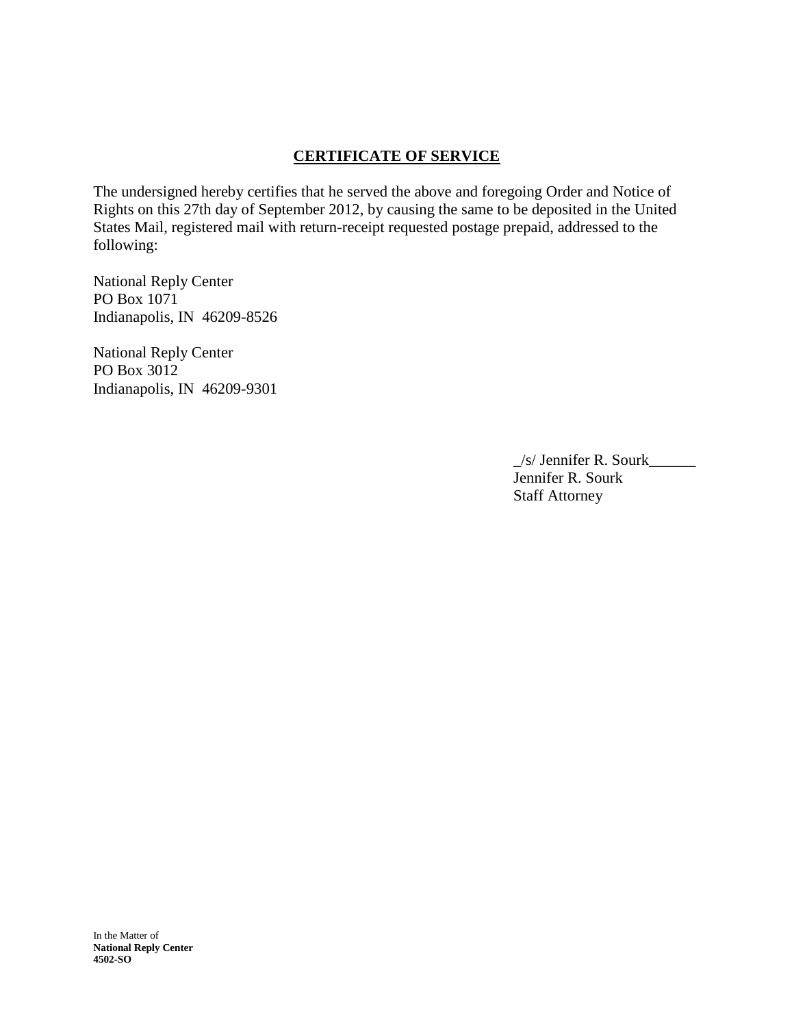## CERTIFICATE OF SERVICE

The undersigned hereby certifies that he served the above and foregoing Order and Notice of Rights on this 27th day of September 2012, by causing the same to be deposited in the United States Mail, registered mail with return-receipt requested postage prepaid, addressed to the following:

National Reply Center
PO Box 1071
Indianapolis, IN 46209-8526

National Reply Center
PO Box 3012
Indianapolis, IN 46209-9301

_/s/ Jennifer R. Sourk______
Jennifer R. Sourk
Staff Attorney

In the Matter of
**National Reply Center**
**4502-SO**